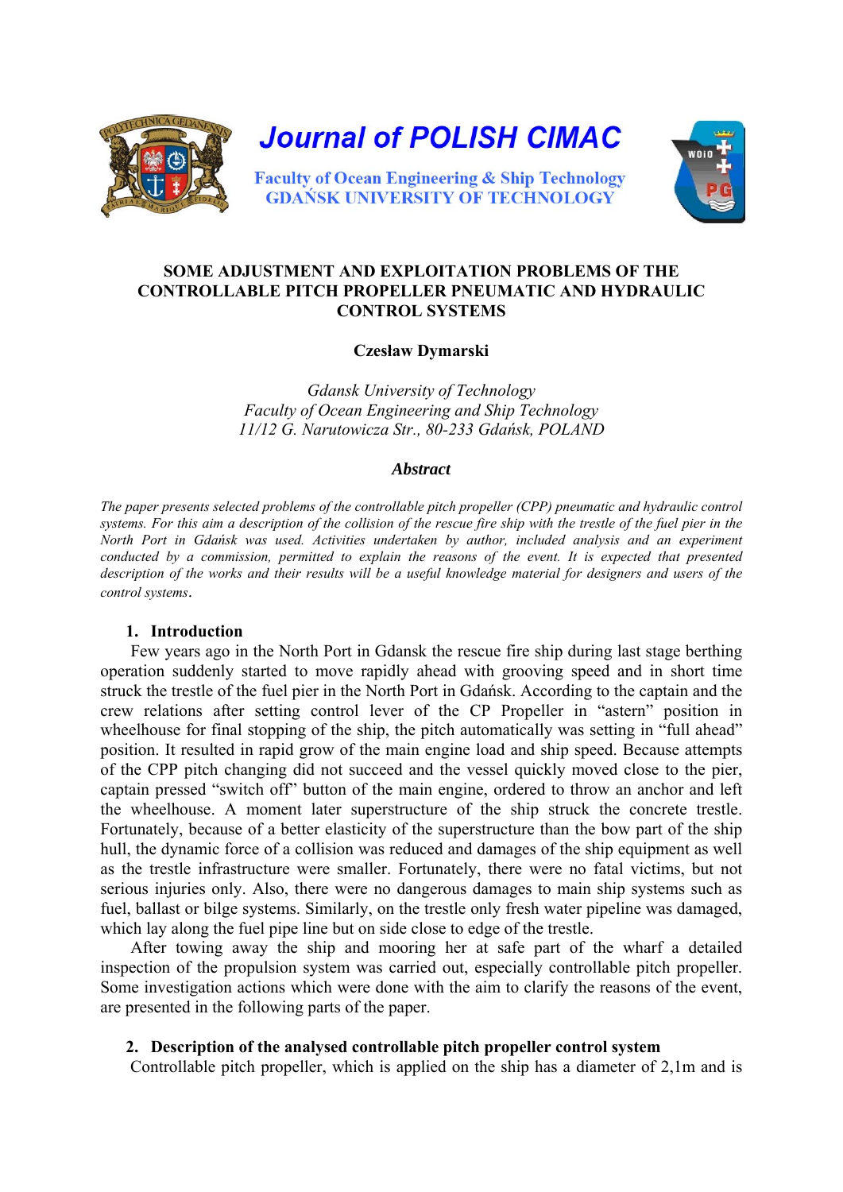Journal of POLISH CIMAC

Faculty of Ocean Engineering & Ship Technology
GDAŃSK UNIVERSITY OF TECHNOLOGY

# SOME ADJUSTMENT AND EXPLOITATION PROBLEMS OF THE CONTROLLABLE PITCH PROPELLER PNEUMATIC AND HYDRAULIC CONTROL SYSTEMS

**Czesław Dymarski**

*Gdansk University of Technology*
*Faculty of Ocean Engineering and Ship Technology*
*11/12 G. Narutowicza Str., 80-233 Gdańsk, POLAND*

## *Abstract*

*The paper presents selected problems of the controllable pitch propeller (CPP) pneumatic and hydraulic control systems. For this aim a description of the collision of the rescue fire ship with the trestle of the fuel pier in the North Port in Gdańsk was used. Activities undertaken by author, included analysis and an experiment conducted by a commission, permitted to explain the reasons of the event. It is expected that presented description of the works and their results will be a useful knowledge material for designers and users of the control systems.*

## 1. Introduction

Few years ago in the North Port in Gdansk the rescue fire ship during last stage berthing operation suddenly started to move rapidly ahead with grooving speed and in short time struck the trestle of the fuel pier in the North Port in Gdańsk. According to the captain and the crew relations after setting control lever of the CP Propeller in "astern" position in wheelhouse for final stopping of the ship, the pitch automatically was setting in "full ahead" position. It resulted in rapid grow of the main engine load and ship speed. Because attempts of the CPP pitch changing did not succeed and the vessel quickly moved close to the pier, captain pressed "switch off" button of the main engine, ordered to throw an anchor and left the wheelhouse. A moment later superstructure of the ship struck the concrete trestle. Fortunately, because of a better elasticity of the superstructure than the bow part of the ship hull, the dynamic force of a collision was reduced and damages of the ship equipment as well as the trestle infrastructure were smaller. Fortunately, there were no fatal victims, but not serious injuries only. Also, there were no dangerous damages to main ship systems such as fuel, ballast or bilge systems. Similarly, on the trestle only fresh water pipeline was damaged, which lay along the fuel pipe line but on side close to edge of the trestle.

After towing away the ship and mooring her at safe part of the wharf a detailed inspection of the propulsion system was carried out, especially controllable pitch propeller. Some investigation actions which were done with the aim to clarify the reasons of the event, are presented in the following parts of the paper.

## 2. Description of the analysed controllable pitch propeller control system

Controllable pitch propeller, which is applied on the ship has a diameter of 2,1m and is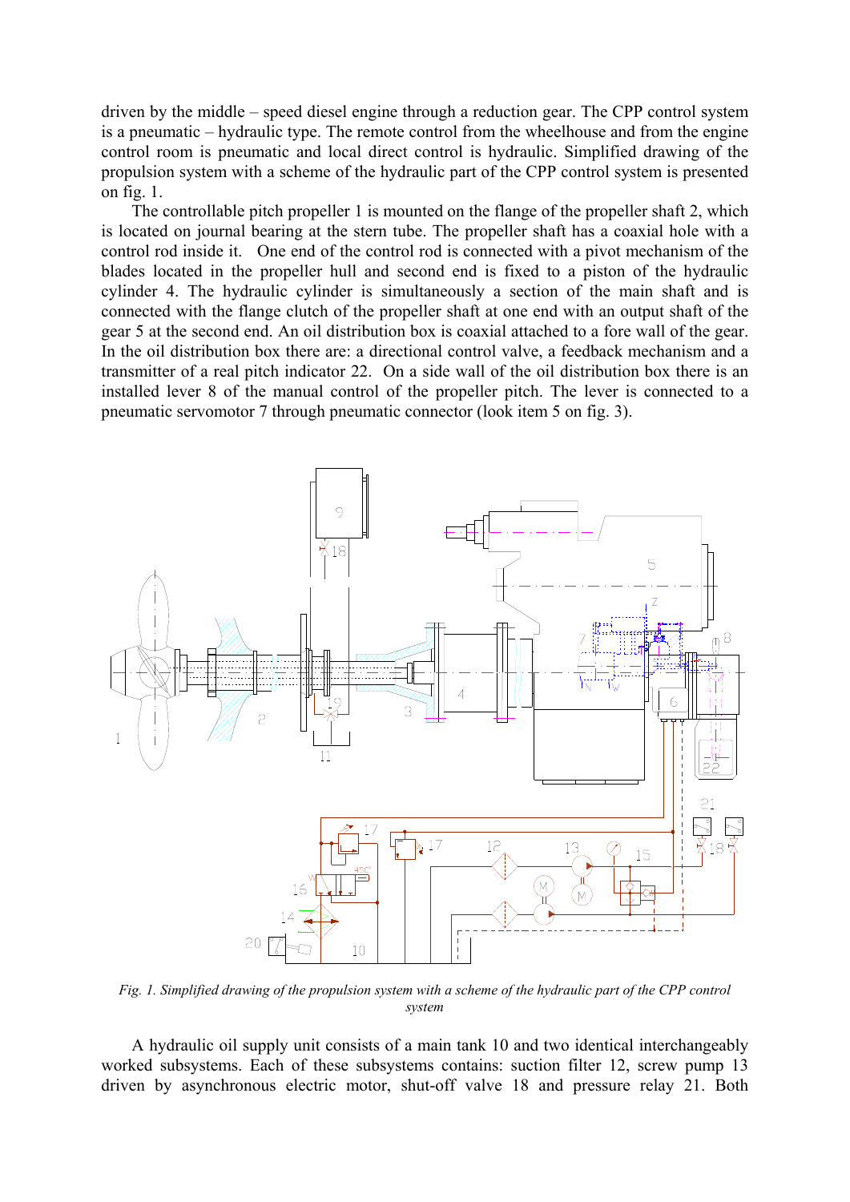driven by the middle – speed diesel engine through a reduction gear. The CPP control system is a pneumatic – hydraulic type. The remote control from the wheelhouse and from the engine control room is pneumatic and local direct control is hydraulic. Simplified drawing of the propulsion system with a scheme of the hydraulic part of the CPP control system is presented on fig. 1.

The controllable pitch propeller 1 is mounted on the flange of the propeller shaft 2, which is located on journal bearing at the stern tube. The propeller shaft has a coaxial hole with a control rod inside it. One end of the control rod is connected with a pivot mechanism of the blades located in the propeller hull and second end is fixed to a piston of the hydraulic cylinder 4. The hydraulic cylinder is simultaneously a section of the main shaft and is connected with the flange clutch of the propeller shaft at one end with an output shaft of the gear 5 at the second end. An oil distribution box is coaxial attached to a fore wall of the gear. In the oil distribution box there are: a directional control valve, a feedback mechanism and a transmitter of a real pitch indicator 22. On a side wall of the oil distribution box there is an installed lever 8 of the manual control of the propeller pitch. The lever is connected to a pneumatic servomotor 7 through pneumatic connector (look item 5 on fig. 3).

*Fig. 1. Simplified drawing of the propulsion system with a scheme of the hydraulic part of the CPP control system*

A hydraulic oil supply unit consists of a main tank 10 and two identical interchangeably worked subsystems. Each of these subsystems contains: suction filter 12, screw pump 13 driven by asynchronous electric motor, shut-off valve 18 and pressure relay 21. Both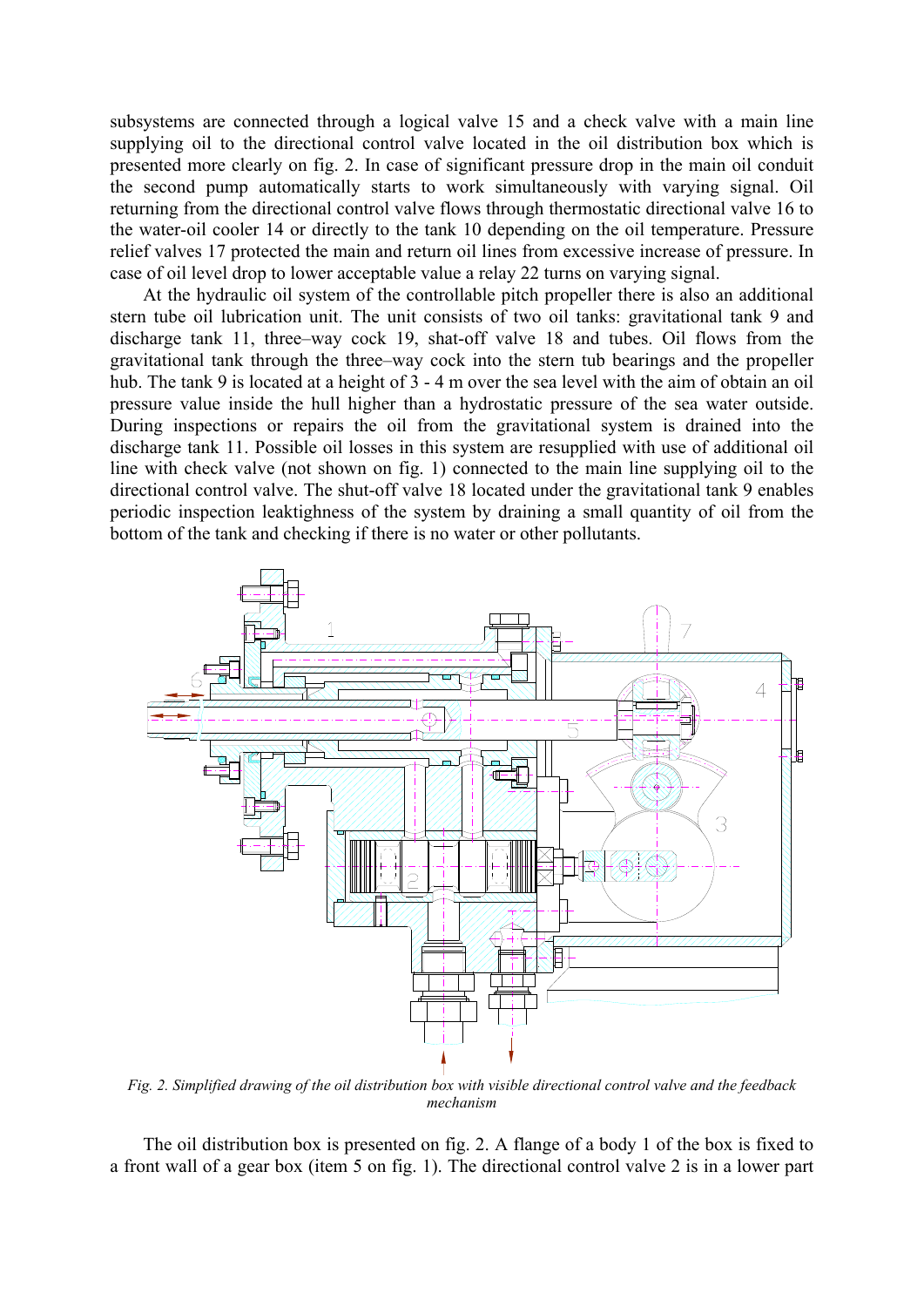subsystems are connected through a logical valve 15 and a check valve with a main line supplying oil to the directional control valve located in the oil distribution box which is presented more clearly on fig. 2. In case of significant pressure drop in the main oil conduit the second pump automatically starts to work simultaneously with varying signal. Oil returning from the directional control valve flows through thermostatic directional valve 16 to the water-oil cooler 14 or directly to the tank 10 depending on the oil temperature. Pressure relief valves 17 protected the main and return oil lines from excessive increase of pressure. In case of oil level drop to lower acceptable value a relay 22 turns on varying signal.

At the hydraulic oil system of the controllable pitch propeller there is also an additional stern tube oil lubrication unit. The unit consists of two oil tanks: gravitational tank 9 and discharge tank 11, three–way cock 19, shat-off valve 18 and tubes. Oil flows from the gravitational tank through the three–way cock into the stern tub bearings and the propeller hub. The tank 9 is located at a height of 3 - 4 m over the sea level with the aim of obtain an oil pressure value inside the hull higher than a hydrostatic pressure of the sea water outside. During inspections or repairs the oil from the gravitational system is drained into the discharge tank 11. Possible oil losses in this system are resupplied with use of additional oil line with check valve (not shown on fig. 1) connected to the main line supplying oil to the directional control valve. The shut-off valve 18 located under the gravitational tank 9 enables periodic inspection leaktighness of the system by draining a small quantity of oil from the bottom of the tank and checking if there is no water or other pollutants.

*Fig. 2. Simplified drawing of the oil distribution box with visible directional control valve and the feedback mechanism*

The oil distribution box is presented on fig. 2. A flange of a body 1 of the box is fixed to a front wall of a gear box (item 5 on fig. 1). The directional control valve 2 is in a lower part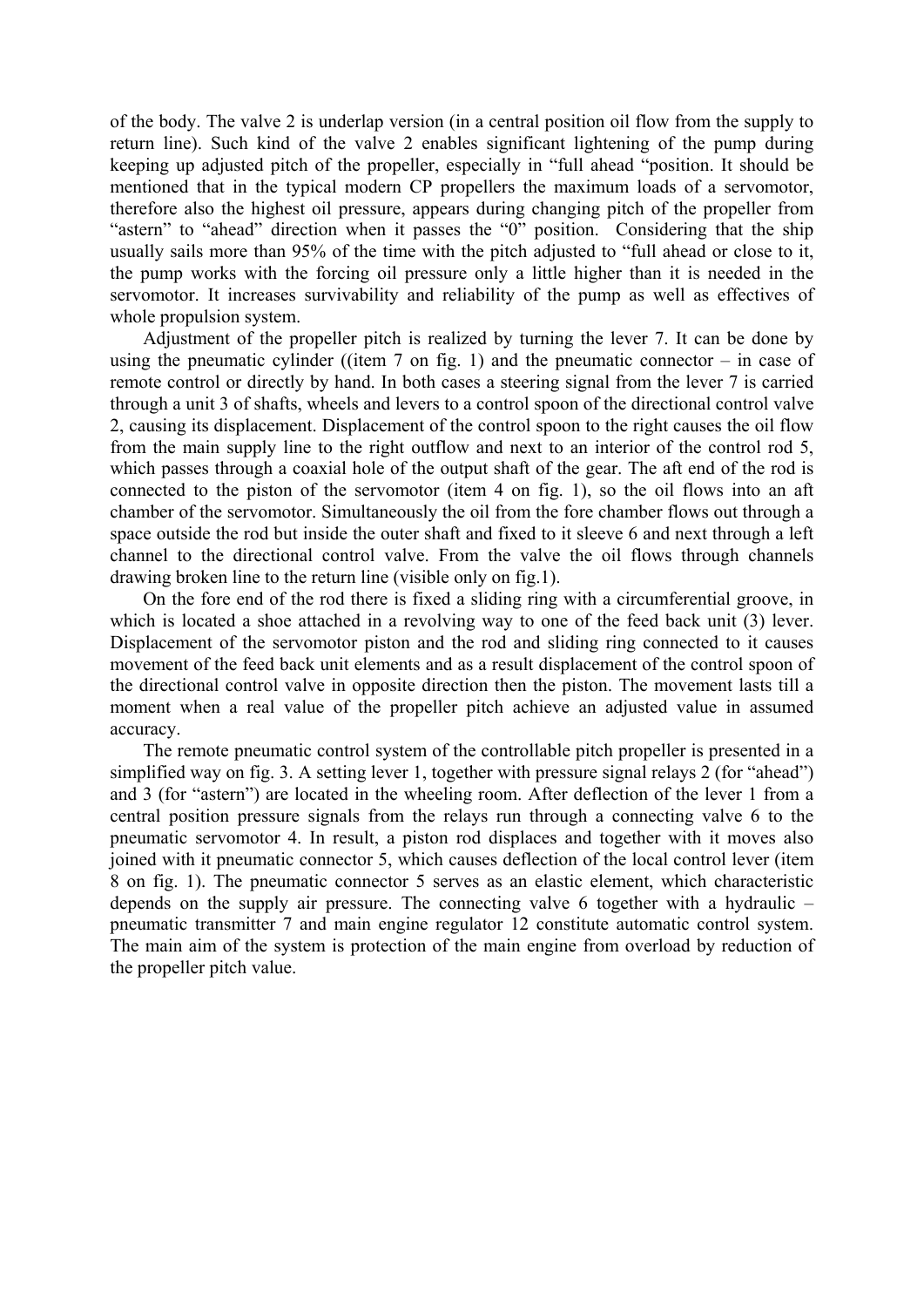of the body. The valve 2 is underlap version (in a central position oil flow from the supply to return line). Such kind of the valve 2 enables significant lightening of the pump during keeping up adjusted pitch of the propeller, especially in "full ahead "position. It should be mentioned that in the typical modern CP propellers the maximum loads of a servomotor, therefore also the highest oil pressure, appears during changing pitch of the propeller from "astern" to "ahead" direction when it passes the "0" position. Considering that the ship usually sails more than 95% of the time with the pitch adjusted to "full ahead or close to it, the pump works with the forcing oil pressure only a little higher than it is needed in the servomotor. It increases survivability and reliability of the pump as well as effectives of whole propulsion system.

Adjustment of the propeller pitch is realized by turning the lever 7. It can be done by using the pneumatic cylinder ((item 7 on fig. 1) and the pneumatic connector – in case of remote control or directly by hand. In both cases a steering signal from the lever 7 is carried through a unit 3 of shafts, wheels and levers to a control spoon of the directional control valve 2, causing its displacement. Displacement of the control spoon to the right causes the oil flow from the main supply line to the right outflow and next to an interior of the control rod 5, which passes through a coaxial hole of the output shaft of the gear. The aft end of the rod is connected to the piston of the servomotor (item 4 on fig. 1), so the oil flows into an aft chamber of the servomotor. Simultaneously the oil from the fore chamber flows out through a space outside the rod but inside the outer shaft and fixed to it sleeve 6 and next through a left channel to the directional control valve. From the valve the oil flows through channels drawing broken line to the return line (visible only on fig.1).

On the fore end of the rod there is fixed a sliding ring with a circumferential groove, in which is located a shoe attached in a revolving way to one of the feed back unit (3) lever. Displacement of the servomotor piston and the rod and sliding ring connected to it causes movement of the feed back unit elements and as a result displacement of the control spoon of the directional control valve in opposite direction then the piston. The movement lasts till a moment when a real value of the propeller pitch achieve an adjusted value in assumed accuracy.

The remote pneumatic control system of the controllable pitch propeller is presented in a simplified way on fig. 3. A setting lever 1, together with pressure signal relays 2 (for "ahead") and 3 (for "astern") are located in the wheeling room. After deflection of the lever 1 from a central position pressure signals from the relays run through a connecting valve 6 to the pneumatic servomotor 4. In result, a piston rod displaces and together with it moves also joined with it pneumatic connector 5, which causes deflection of the local control lever (item 8 on fig. 1). The pneumatic connector 5 serves as an elastic element, which characteristic depends on the supply air pressure. The connecting valve 6 together with a hydraulic – pneumatic transmitter 7 and main engine regulator 12 constitute automatic control system. The main aim of the system is protection of the main engine from overload by reduction of the propeller pitch value.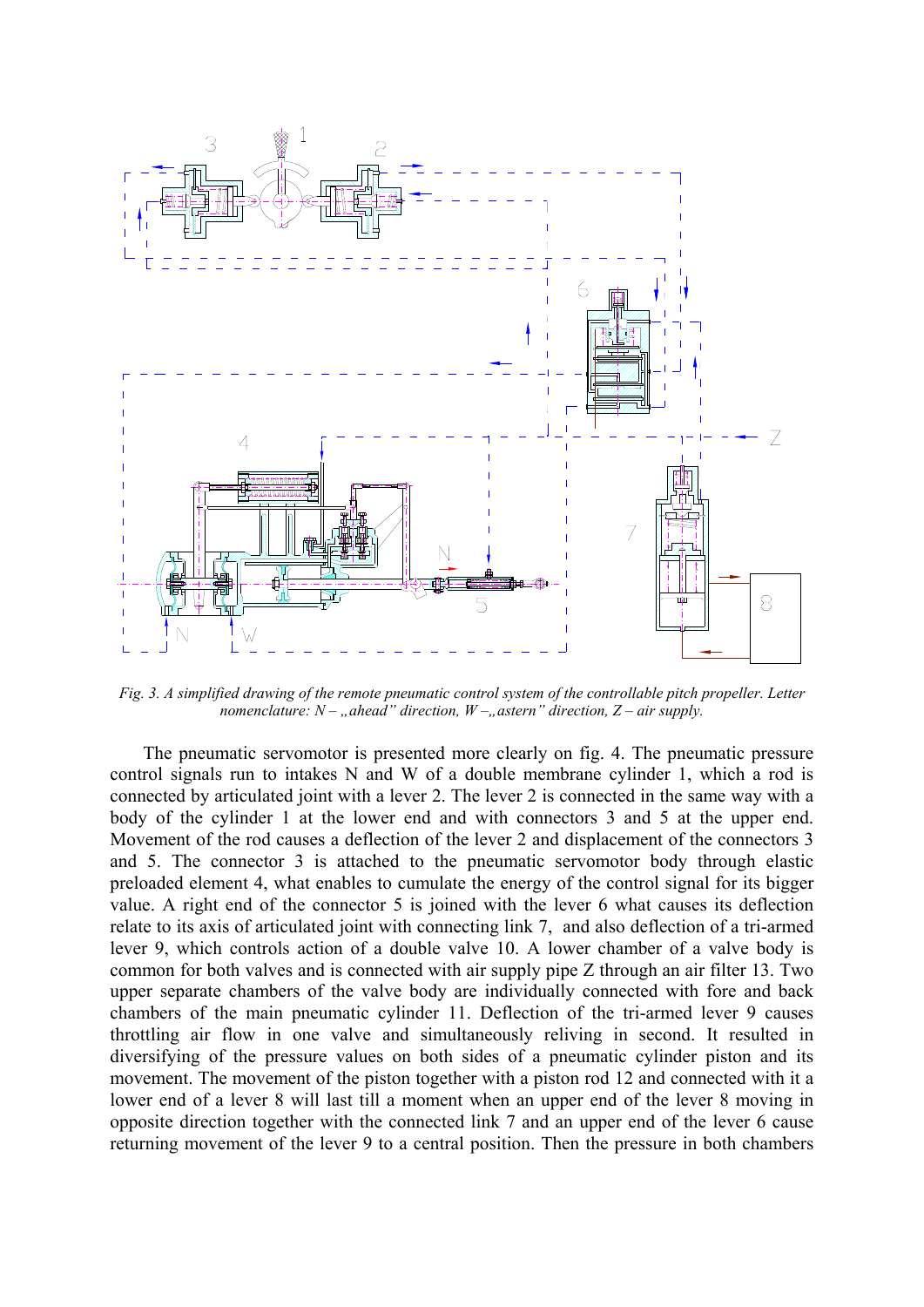*Fig. 3. A simplified drawing of the remote pneumatic control system of the controllable pitch propeller. Letter nomenclature: N – „ahead" direction, W –„astern" direction, Z – air supply.*

The pneumatic servomotor is presented more clearly on fig. 4. The pneumatic pressure control signals run to intakes N and W of a double membrane cylinder 1, which a rod is connected by articulated joint with a lever 2. The lever 2 is connected in the same way with a body of the cylinder 1 at the lower end and with connectors 3 and 5 at the upper end. Movement of the rod causes a deflection of the lever 2 and displacement of the connectors 3 and 5. The connector 3 is attached to the pneumatic servomotor body through elastic preloaded element 4, what enables to cumulate the energy of the control signal for its bigger value. A right end of the connector 5 is joined with the lever 6 what causes its deflection relate to its axis of articulated joint with connecting link 7, and also deflection of a tri-armed lever 9, which controls action of a double valve 10. A lower chamber of a valve body is common for both valves and is connected with air supply pipe Z through an air filter 13. Two upper separate chambers of the valve body are individually connected with fore and back chambers of the main pneumatic cylinder 11. Deflection of the tri-armed lever 9 causes throttling air flow in one valve and simultaneously reliving in second. It resulted in diversifying of the pressure values on both sides of a pneumatic cylinder piston and its movement. The movement of the piston together with a piston rod 12 and connected with it a lower end of a lever 8 will last till a moment when an upper end of the lever 8 moving in opposite direction together with the connected link 7 and an upper end of the lever 6 cause returning movement of the lever 9 to a central position. Then the pressure in both chambers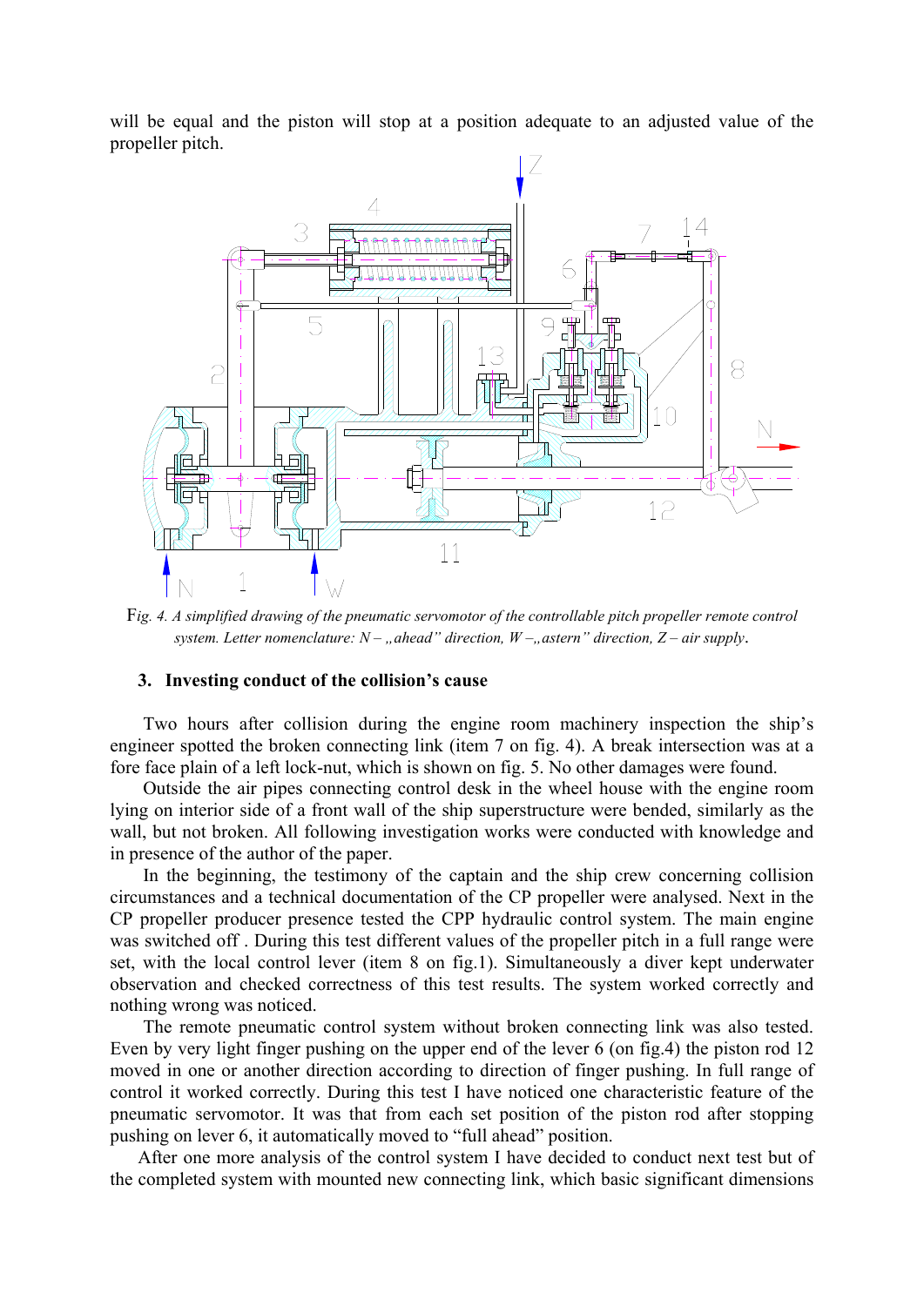will be equal and the piston will stop at a position adequate to an adjusted value of the propeller pitch.

F*ig. 4. A simplified drawing of the pneumatic servomotor of the controllable pitch propeller remote control system. Letter nomenclature: N – „ahead" direction, W –„astern" direction, Z – air supply*.

### 3. Investing conduct of the collision's cause

Two hours after collision during the engine room machinery inspection the ship's engineer spotted the broken connecting link (item 7 on fig. 4). A break intersection was at a fore face plain of a left lock-nut, which is shown on fig. 5. No other damages were found.

Outside the air pipes connecting control desk in the wheel house with the engine room lying on interior side of a front wall of the ship superstructure were bended, similarly as the wall, but not broken. All following investigation works were conducted with knowledge and in presence of the author of the paper.

In the beginning, the testimony of the captain and the ship crew concerning collision circumstances and a technical documentation of the CP propeller were analysed. Next in the CP propeller producer presence tested the CPP hydraulic control system. The main engine was switched off . During this test different values of the propeller pitch in a full range were set, with the local control lever (item 8 on fig.1). Simultaneously a diver kept underwater observation and checked correctness of this test results. The system worked correctly and nothing wrong was noticed.

The remote pneumatic control system without broken connecting link was also tested. Even by very light finger pushing on the upper end of the lever 6 (on fig.4) the piston rod 12 moved in one or another direction according to direction of finger pushing. In full range of control it worked correctly. During this test I have noticed one characteristic feature of the pneumatic servomotor. It was that from each set position of the piston rod after stopping pushing on lever 6, it automatically moved to "full ahead" position.

After one more analysis of the control system I have decided to conduct next test but of the completed system with mounted new connecting link, which basic significant dimensions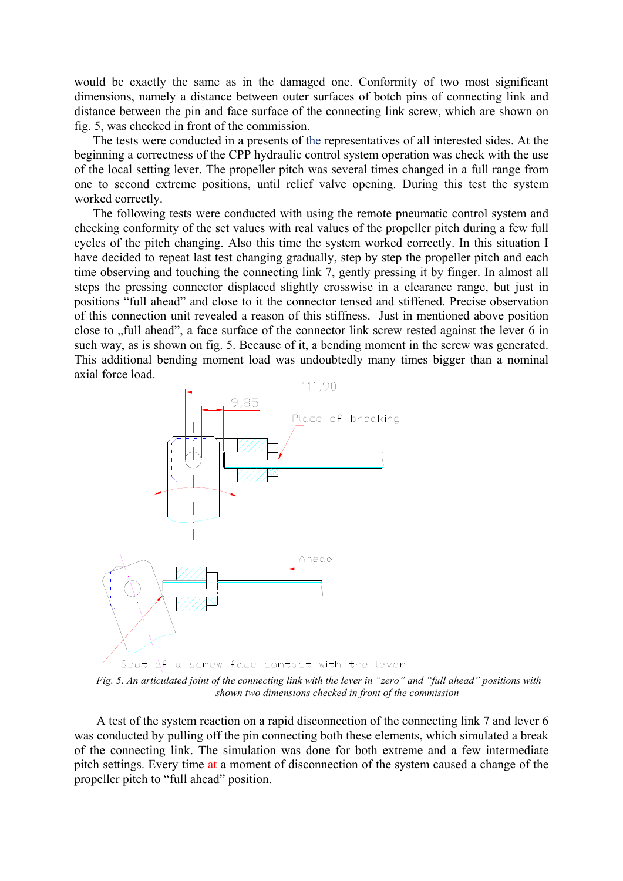would be exactly the same as in the damaged one. Conformity of two most significant dimensions, namely a distance between outer surfaces of botch pins of connecting link and distance between the pin and face surface of the connecting link screw, which are shown on fig. 5, was checked in front of the commission.

The tests were conducted in a presents of the representatives of all interested sides. At the beginning a correctness of the CPP hydraulic control system operation was check with the use of the local setting lever. The propeller pitch was several times changed in a full range from one to second extreme positions, until relief valve opening. During this test the system worked correctly.

The following tests were conducted with using the remote pneumatic control system and checking conformity of the set values with real values of the propeller pitch during a few full cycles of the pitch changing. Also this time the system worked correctly. In this situation I have decided to repeat last test changing gradually, step by step the propeller pitch and each time observing and touching the connecting link 7, gently pressing it by finger. In almost all steps the pressing connector displaced slightly crosswise in a clearance range, but just in positions "full ahead" and close to it the connector tensed and stiffened. Precise observation of this connection unit revealed a reason of this stiffness. Just in mentioned above position close to „full ahead", a face surface of the connector link screw rested against the lever 6 in such way, as is shown on fig. 5. Because of it, a bending moment in the screw was generated. This additional bending moment load was undoubtedly many times bigger than a nominal axial force load.

111,90

9,85

Place of breaking

Ahead

Spot of a screw face contact with the lever

*Fig. 5. An articulated joint of the connecting link with the lever in "zero" and "full ahead" positions with shown two dimensions checked in front of the commission*

A test of the system reaction on a rapid disconnection of the connecting link 7 and lever 6 was conducted by pulling off the pin connecting both these elements, which simulated a break of the connecting link. The simulation was done for both extreme and a few intermediate pitch settings. Every time at a moment of disconnection of the system caused a change of the propeller pitch to "full ahead" position.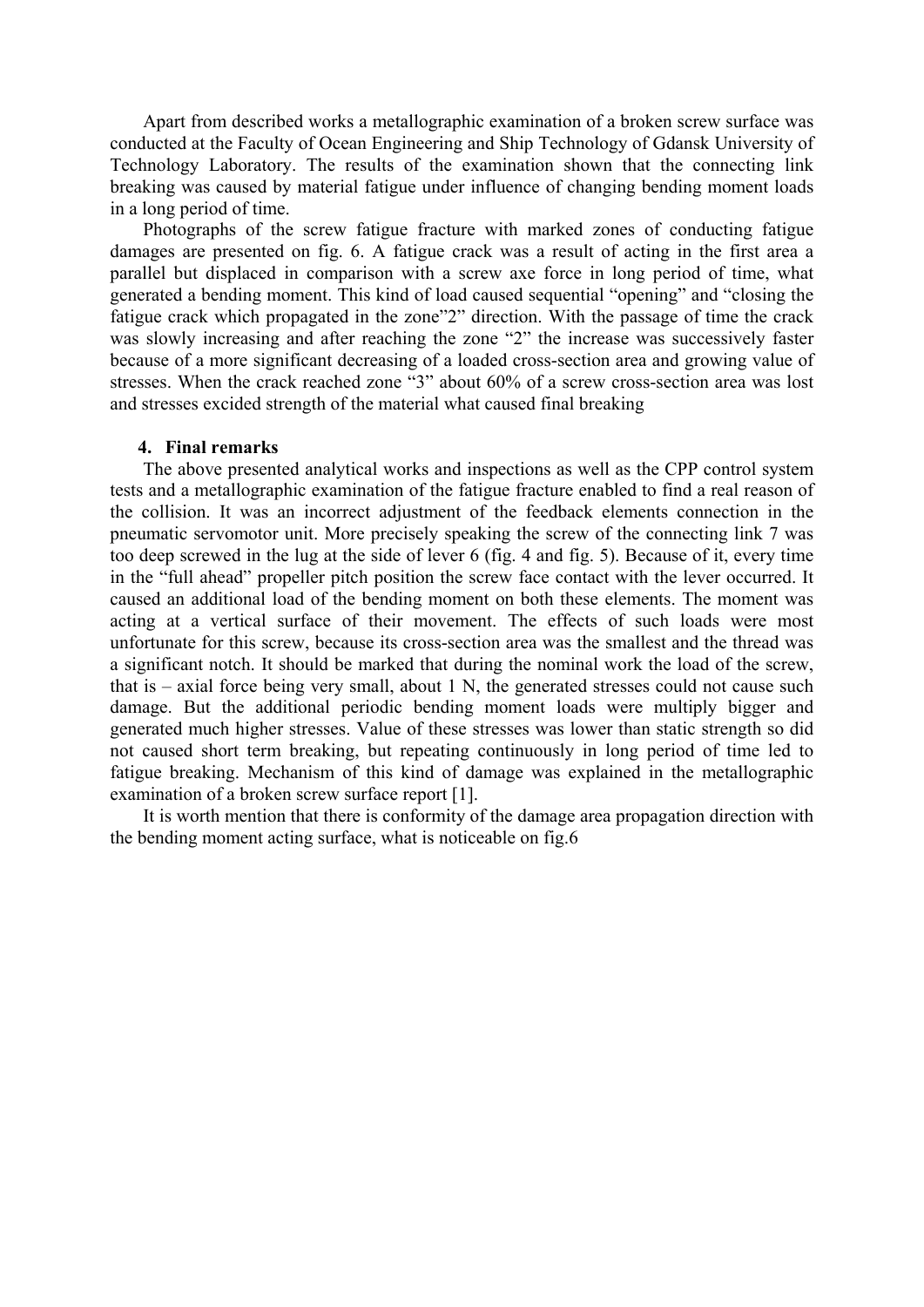Apart from described works a metallographic examination of a broken screw surface was conducted at the Faculty of Ocean Engineering and Ship Technology of Gdansk University of Technology Laboratory. The results of the examination shown that the connecting link breaking was caused by material fatigue under influence of changing bending moment loads in a long period of time.

Photographs of the screw fatigue fracture with marked zones of conducting fatigue damages are presented on fig. 6. A fatigue crack was a result of acting in the first area a parallel but displaced in comparison with a screw axe force in long period of time, what generated a bending moment. This kind of load caused sequential "opening" and "closing the fatigue crack which propagated in the zone"2" direction. With the passage of time the crack was slowly increasing and after reaching the zone "2" the increase was successively faster because of a more significant decreasing of a loaded cross-section area and growing value of stresses. When the crack reached zone "3" about 60% of a screw cross-section area was lost and stresses excided strength of the material what caused final breaking

## 4. Final remarks

The above presented analytical works and inspections as well as the CPP control system tests and a metallographic examination of the fatigue fracture enabled to find a real reason of the collision. It was an incorrect adjustment of the feedback elements connection in the pneumatic servomotor unit. More precisely speaking the screw of the connecting link 7 was too deep screwed in the lug at the side of lever 6 (fig. 4 and fig. 5). Because of it, every time in the "full ahead" propeller pitch position the screw face contact with the lever occurred. It caused an additional load of the bending moment on both these elements. The moment was acting at a vertical surface of their movement. The effects of such loads were most unfortunate for this screw, because its cross-section area was the smallest and the thread was a significant notch. It should be marked that during the nominal work the load of the screw, that is – axial force being very small, about 1 N, the generated stresses could not cause such damage. But the additional periodic bending moment loads were multiply bigger and generated much higher stresses. Value of these stresses was lower than static strength so did not caused short term breaking, but repeating continuously in long period of time led to fatigue breaking. Mechanism of this kind of damage was explained in the metallographic examination of a broken screw surface report [1].

It is worth mention that there is conformity of the damage area propagation direction with the bending moment acting surface, what is noticeable on fig.6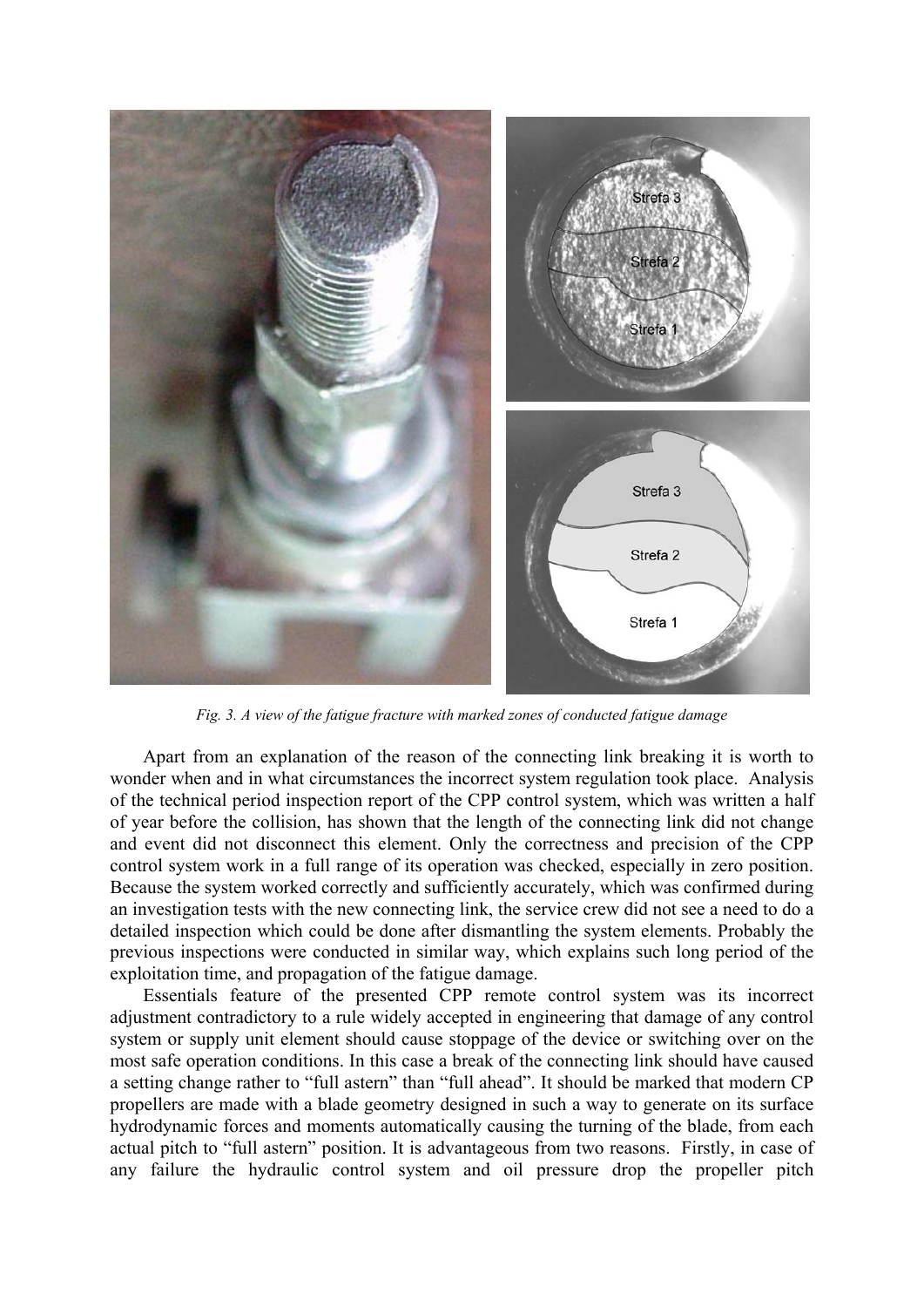*Fig. 3. A view of the fatigue fracture with marked zones of conducted fatigue damage*

Apart from an explanation of the reason of the connecting link breaking it is worth to wonder when and in what circumstances the incorrect system regulation took place. Analysis of the technical period inspection report of the CPP control system, which was written a half of year before the collision, has shown that the length of the connecting link did not change and event did not disconnect this element. Only the correctness and precision of the CPP control system work in a full range of its operation was checked, especially in zero position. Because the system worked correctly and sufficiently accurately, which was confirmed during an investigation tests with the new connecting link, the service crew did not see a need to do a detailed inspection which could be done after dismantling the system elements. Probably the previous inspections were conducted in similar way, which explains such long period of the exploitation time, and propagation of the fatigue damage.

Essentials feature of the presented CPP remote control system was its incorrect adjustment contradictory to a rule widely accepted in engineering that damage of any control system or supply unit element should cause stoppage of the device or switching over on the most safe operation conditions. In this case a break of the connecting link should have caused a setting change rather to "full astern" than "full ahead". It should be marked that modern CP propellers are made with a blade geometry designed in such a way to generate on its surface hydrodynamic forces and moments automatically causing the turning of the blade, from each actual pitch to "full astern" position. It is advantageous from two reasons. Firstly, in case of any failure the hydraulic control system and oil pressure drop the propeller pitch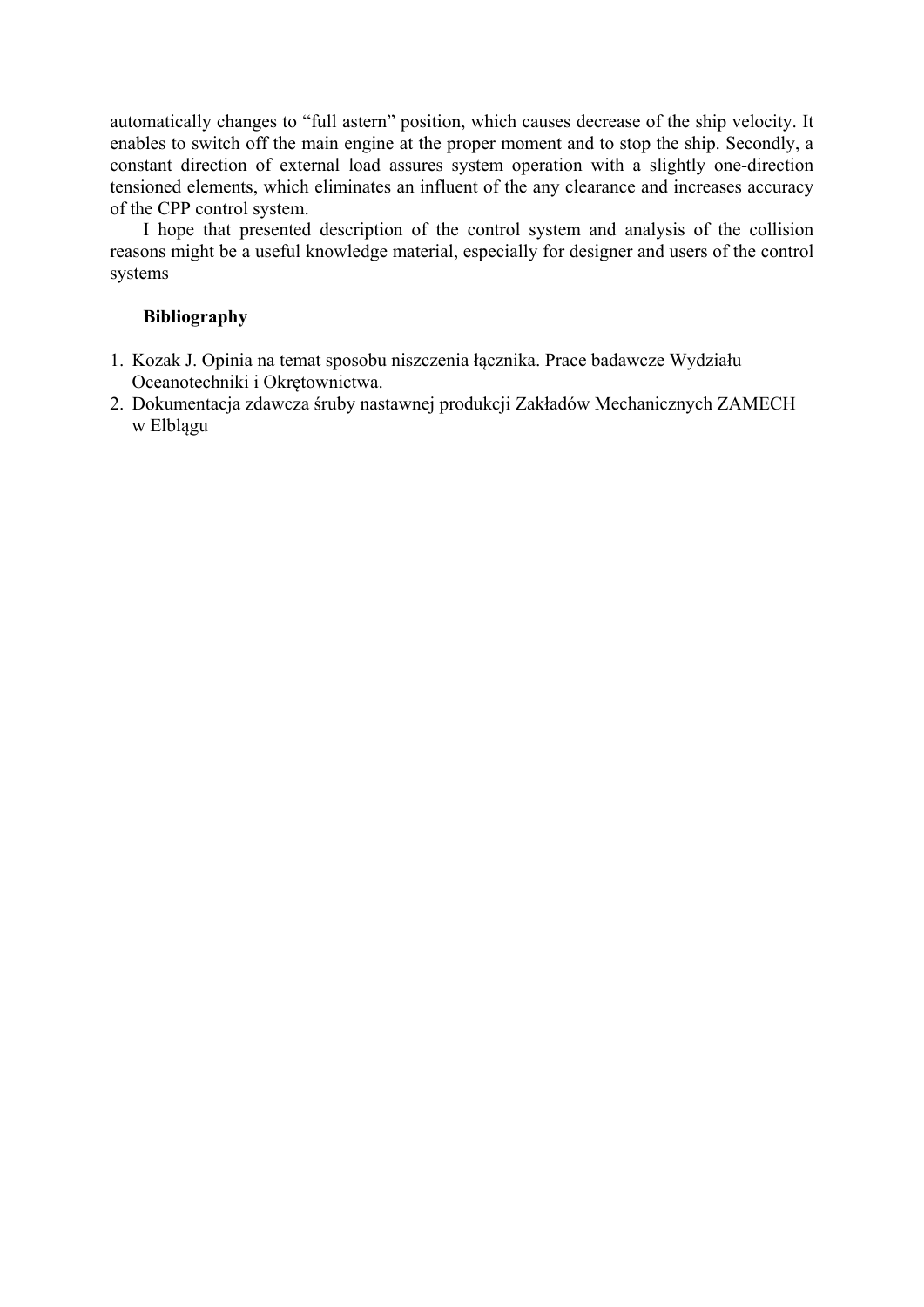automatically changes to "full astern" position, which causes decrease of the ship velocity. It enables to switch off the main engine at the proper moment and to stop the ship. Secondly, a constant direction of external load assures system operation with a slightly one-direction tensioned elements, which eliminates an influent of the any clearance and increases accuracy of the CPP control system.

I hope that presented description of the control system and analysis of the collision reasons might be a useful knowledge material, especially for designer and users of the control systems

**Bibliography**

1. Kozak J. Opinia na temat sposobu niszczenia łącznika. Prace badawcze Wydziału Oceanotechniki i Okrętownictwa.
2. Dokumentacja zdawcza śruby nastawnej produkcji Zakładów Mechanicznych ZAMECH w Elblągu